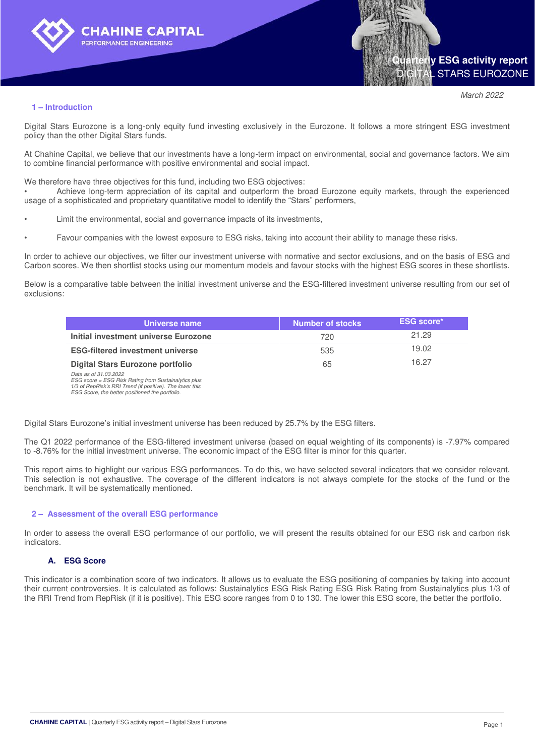# Quarterly ESG activity report
DIGITAL STARS EUROZONE

*March 2022*

## 1 – Introduction

Digital Stars Eurozone is a long-only equity fund investing exclusively in the Eurozone. It follows a more stringent ESG investment policy than the other Digital Stars funds.

At Chahine Capital, we believe that our investments have a long-term impact on environmental, social and governance factors. We aim to combine financial performance with positive environmental and social impact.

We therefore have three objectives for this fund, including two ESG objectives:

- Achieve long-term appreciation of its capital and outperform the broad Eurozone equity markets, through the experienced usage of a sophisticated and proprietary quantitative model to identify the “Stars” performers,
- Limit the environmental, social and governance impacts of its investments,
- Favour companies with the lowest exposure to ESG risks, taking into account their ability to manage these risks.

In order to achieve our objectives, we filter our investment universe with normative and sector exclusions, and on the basis of ESG and Carbon scores. We then shortlist stocks using our momentum models and favour stocks with the highest ESG scores in these shortlists.

Below is a comparative table between the initial investment universe and the ESG-filtered investment universe resulting from our set of exclusions:

| Universe name | Number of stocks | ESG score* |
|---|---|---|
| **Initial investment universe Eurozone** | 720 | 21.29 |
| **ESG-filtered investment universe** | 535 | 19.02 |
| **Digital Stars Eurozone portfolio** | 65 | 16.27 |

*Data as of 31.03.2022*
*ESG score = ESG Risk Rating from Sustainalytics plus 1/3 of RepRisk's RRI Trend (if positive). The lower this ESG Score, the better positioned the portfolio.*

Digital Stars Eurozone’s initial investment universe has been reduced by 25.7% by the ESG filters.

The Q1 2022 performance of the ESG-filtered investment universe (based on equal weighting of its components) is -7.97% compared to -8.76% for the initial investment universe. The economic impact of the ESG filter is minor for this quarter.

This report aims to highlight our various ESG performances. To do this, we have selected several indicators that we consider relevant. This selection is not exhaustive. The coverage of the different indicators is not always complete for the stocks of the fund or the benchmark. It will be systematically mentioned.

## 2 – Assessment of the overall ESG performance

In order to assess the overall ESG performance of our portfolio, we will present the results obtained for our ESG risk and carbon risk indicators.

### A. ESG Score

This indicator is a combination score of two indicators. It allows us to evaluate the ESG positioning of companies by taking into account their current controversies. It is calculated as follows: Sustainalytics ESG Risk Rating ESG Risk Rating from Sustainalytics plus 1/3 of the RRI Trend from RepRisk (if it is positive). This ESG score ranges from 0 to 130. The lower this ESG score, the better the portfolio.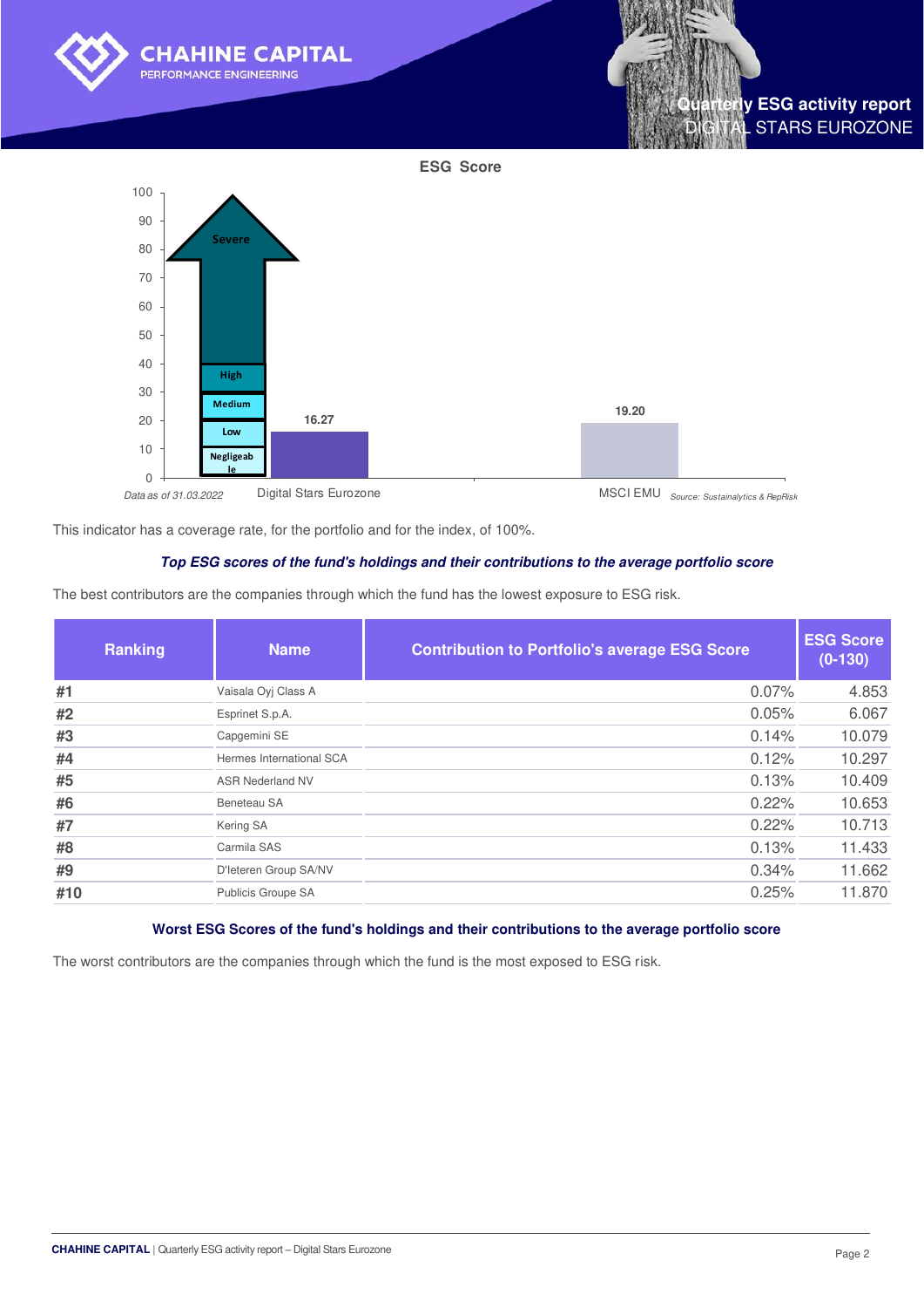## ESG Score

| | ESG Score |
|---|---|
| Digital Stars Eurozone | 16.27 |
| MSCI EMU | 19.20 |

Risk scale: Negligeable (0–10), Low (10–20), Medium (20–30), High (30–40), Severe (40+)

*Data as of 31.03.2022* *Source: Sustainalytics & RepRisk*

This indicator has a coverage rate, for the portfolio and for the index, of 100%.

### *Top ESG scores of the fund's holdings and their contributions to the average portfolio score*

The best contributors are the companies through which the fund has the lowest exposure to ESG risk.

| Ranking | Name | Contribution to Portfolio's average ESG Score | ESG Score (0-130) |
|---|---|---|---|
| #1 | Vaisala Oyj Class A | 0.07% | 4.853 |
| #2 | Esprinet S.p.A. | 0.05% | 6.067 |
| #3 | Capgemini SE | 0.14% | 10.079 |
| #4 | Hermes International SCA | 0.12% | 10.297 |
| #5 | ASR Nederland NV | 0.13% | 10.409 |
| #6 | Beneteau SA | 0.22% | 10.653 |
| #7 | Kering SA | 0.22% | 10.713 |
| #8 | Carmila SAS | 0.13% | 11.433 |
| #9 | D'Ieteren Group SA/NV | 0.34% | 11.662 |
| #10 | Publicis Groupe SA | 0.25% | 11.870 |

### Worst ESG Scores of the fund's holdings and their contributions to the average portfolio score

The worst contributors are the companies through which the fund is the most exposed to ESG risk.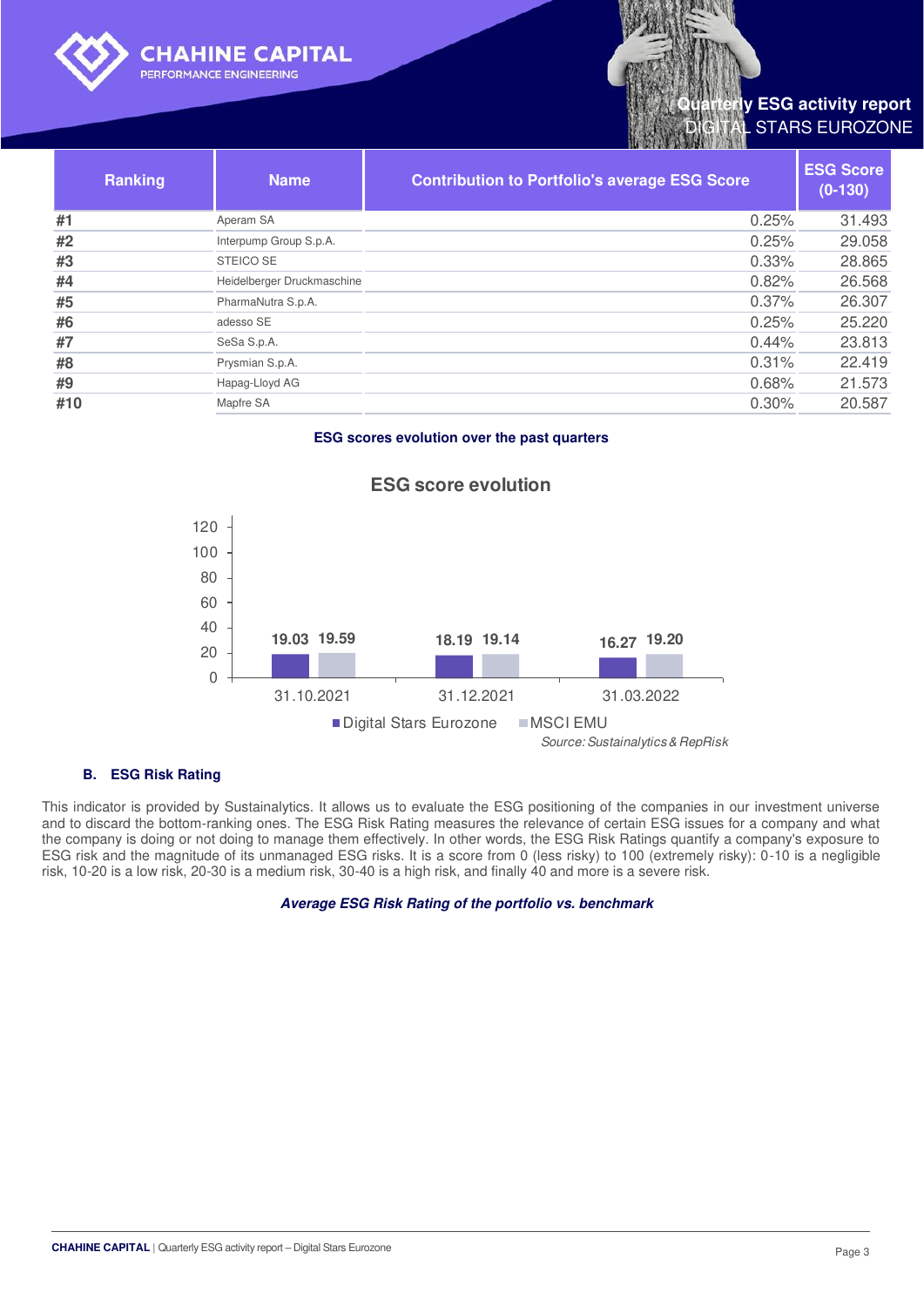| Ranking | Name | Contribution to Portfolio's average ESG Score | ESG Score (0-130) |
|---|---|---|---|
| #1 | Aperam SA | 0.25% | 31.493 |
| #2 | Interpump Group S.p.A. | 0.25% | 29.058 |
| #3 | STEICO SE | 0.33% | 28.865 |
| #4 | Heidelberger Druckmaschine | 0.82% | 26.568 |
| #5 | PharmaNutra S.p.A. | 0.37% | 26.307 |
| #6 | adesso SE | 0.25% | 25.220 |
| #7 | SeSa S.p.A. | 0.44% | 23.813 |
| #8 | Prysmian S.p.A. | 0.31% | 22.419 |
| #9 | Hapag-Lloyd AG | 0.68% | 21.573 |
| #10 | Mapfre SA | 0.30% | 20.587 |

**ESG scores evolution over the past quarters**

**ESG score evolution**

| | Digital Stars Eurozone | MSCI EMU |
|---|---|---|
| 31.10.2021 | 19.03 | 19.59 |
| 31.12.2021 | 18.19 | 19.14 |
| 31.03.2022 | 16.27 | 19.20 |

*Source: Sustainalytics & RepRisk*

### B. ESG Risk Rating

This indicator is provided by Sustainalytics. It allows us to evaluate the ESG positioning of the companies in our investment universe and to discard the bottom-ranking ones. The ESG Risk Rating measures the relevance of certain ESG issues for a company and what the company is doing or not doing to manage them effectively. In other words, the ESG Risk Ratings quantify a company's exposure to ESG risk and the magnitude of its unmanaged ESG risks. It is a score from 0 (less risky) to 100 (extremely risky): 0-10 is a negligible risk, 10-20 is a low risk, 20-30 is a medium risk, 30-40 is a high risk, and finally 40 and more is a severe risk.

***Average ESG Risk Rating of the portfolio vs. benchmark***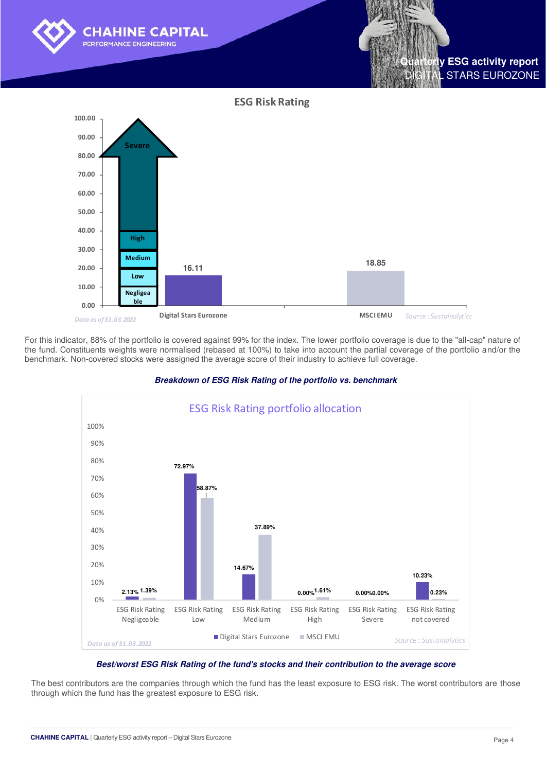## ESG Risk Rating

| | Digital Stars Eurozone | MSCI EMU |
|---|---|---|
| ESG Risk Rating | 16.11 | 18.85 |

Scale: Negligeable, Low, Medium, High, Severe

*Data as of 31.03.2022* — *Source : Sustainalytics*

For this indicator, 88% of the portfolio is covered against 99% for the index. The lower portfolio coverage is due to the "all-cap" nature of the fund. Constituents weights were normalised (rebased at 100%) to take into account the partial coverage of the portfolio and/or the benchmark. Non-covered stocks were assigned the average score of their industry to achieve full coverage.

***Breakdown of ESG Risk Rating of the portfolio vs. benchmark***

### ESG Risk Rating portfolio allocation

| | Digital Stars Eurozone | MSCI EMU |
|---|---|---|
| ESG Risk Rating Negligeable | 2.13% | 1.39% |
| ESG Risk Rating Low | 72.97% | 58.87% |
| ESG Risk Rating Medium | 14.67% | 37.89% |
| ESG Risk Rating High | 0.00% | 1.61% |
| ESG Risk Rating Severe | 0.00% | 0.00% |
| ESG Risk Rating not covered | 10.23% | 0.23% |

*Data as of 31.03.2022* — *Source : Sustainalytics*

***Best/worst ESG Risk Rating of the fund's stocks and their contribution to the average score***

The best contributors are the companies through which the fund has the least exposure to ESG risk. The worst contributors are those through which the fund has the greatest exposure to ESG risk.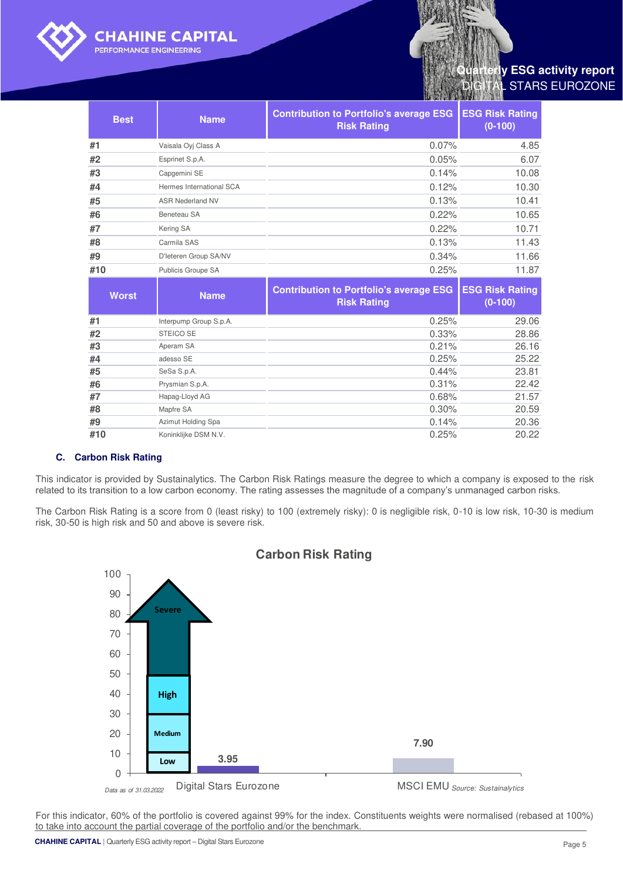| Best | Name | Contribution to Portfolio's average ESG Risk Rating | ESG Risk Rating (0-100) |
|---|---|---|---|
| #1 | Vaisala Oyj Class A | 0.07% | 4.85 |
| #2 | Esprinet S.p.A. | 0.05% | 6.07 |
| #3 | Capgemini SE | 0.14% | 10.08 |
| #4 | Hermes International SCA | 0.12% | 10.30 |
| #5 | ASR Nederland NV | 0.13% | 10.41 |
| #6 | Beneteau SA | 0.22% | 10.65 |
| #7 | Kering SA | 0.22% | 10.71 |
| #8 | Carmila SAS | 0.13% | 11.43 |
| #9 | D'Ieteren Group SA/NV | 0.34% | 11.66 |
| #10 | Publicis Groupe SA | 0.25% | 11.87 |

| Worst | Name | Contribution to Portfolio's average ESG Risk Rating | ESG Risk Rating (0-100) |
|---|---|---|---|
| #1 | Interpump Group S.p.A. | 0.25% | 29.06 |
| #2 | STEICO SE | 0.33% | 28.86 |
| #3 | Aperam SA | 0.21% | 26.16 |
| #4 | adesso SE | 0.25% | 25.22 |
| #5 | SeSa S.p.A. | 0.44% | 23.81 |
| #6 | Prysmian S.p.A. | 0.31% | 22.42 |
| #7 | Hapag-Lloyd AG | 0.68% | 21.57 |
| #8 | Mapfre SA | 0.30% | 20.59 |
| #9 | Azimut Holding Spa | 0.14% | 20.36 |
| #10 | Koninklijke DSM N.V. | 0.25% | 20.22 |

### C. Carbon Risk Rating

This indicator is provided by Sustainalytics. The Carbon Risk Ratings measure the degree to which a company is exposed to the risk related to its transition to a low carbon economy. The rating assesses the magnitude of a company's unmanaged carbon risks.

The Carbon Risk Rating is a score from 0 (least risky) to 100 (extremely risky): 0 is negligible risk, 0-10 is low risk, 10-30 is medium risk, 30-50 is high risk and 50 and above is severe risk.

**Carbon Risk Rating**

| | Carbon Risk Rating |
|---|---|
| Digital Stars Eurozone | 3.95 |
| MSCI EMU | 7.90 |

Scale: Low (0-10), Medium (10-30), High (30-50), Severe (50 and above)

*Data as of 31.03.2022* *Source: Sustainalytics*

For this indicator, 60% of the portfolio is covered against 99% for the index. Constituents weights were normalised (rebased at 100%) to take into account the partial coverage of the portfolio and/or the benchmark.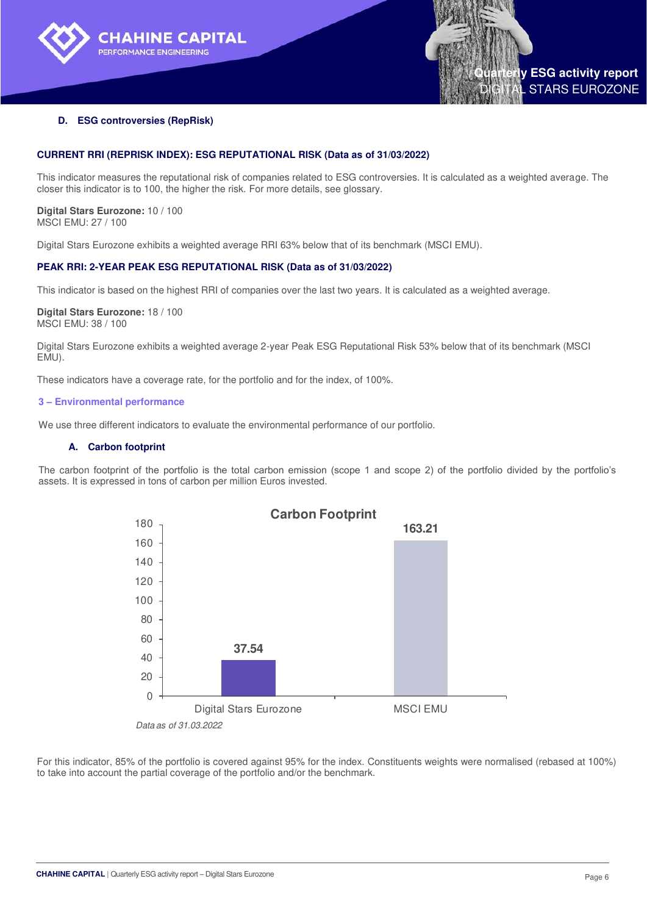### D. ESG controversies (RepRisk)

**CURRENT RRI (REPRISK INDEX): ESG REPUTATIONAL RISK (Data as of 31/03/2022)**

This indicator measures the reputational risk of companies related to ESG controversies. It is calculated as a weighted average. The closer this indicator is to 100, the higher the risk. For more details, see glossary.

**Digital Stars Eurozone:** 10 / 100
MSCI EMU: 27 / 100

Digital Stars Eurozone exhibits a weighted average RRI 63% below that of its benchmark (MSCI EMU).

**PEAK RRI: 2-YEAR PEAK ESG REPUTATIONAL RISK (Data as of 31/03/2022)**

This indicator is based on the highest RRI of companies over the last two years. It is calculated as a weighted average.

**Digital Stars Eurozone:** 18 / 100
MSCI EMU: 38 / 100

Digital Stars Eurozone exhibits a weighted average 2-year Peak ESG Reputational Risk 53% below that of its benchmark (MSCI EMU).

These indicators have a coverage rate, for the portfolio and for the index, of 100%.

## 3 – Environmental performance

We use three different indicators to evaluate the environmental performance of our portfolio.

### A. Carbon footprint

The carbon footprint of the portfolio is the total carbon emission (scope 1 and scope 2) of the portfolio divided by the portfolio's assets. It is expressed in tons of carbon per million Euros invested.

**Carbon Footprint**

| | Carbon Footprint |
|---|---|
| Digital Stars Eurozone | 37.54 |
| MSCI EMU | 163.21 |

*Data as of 31.03.2022*

For this indicator, 85% of the portfolio is covered against 95% for the index. Constituents weights were normalised (rebased at 100%) to take into account the partial coverage of the portfolio and/or the benchmark.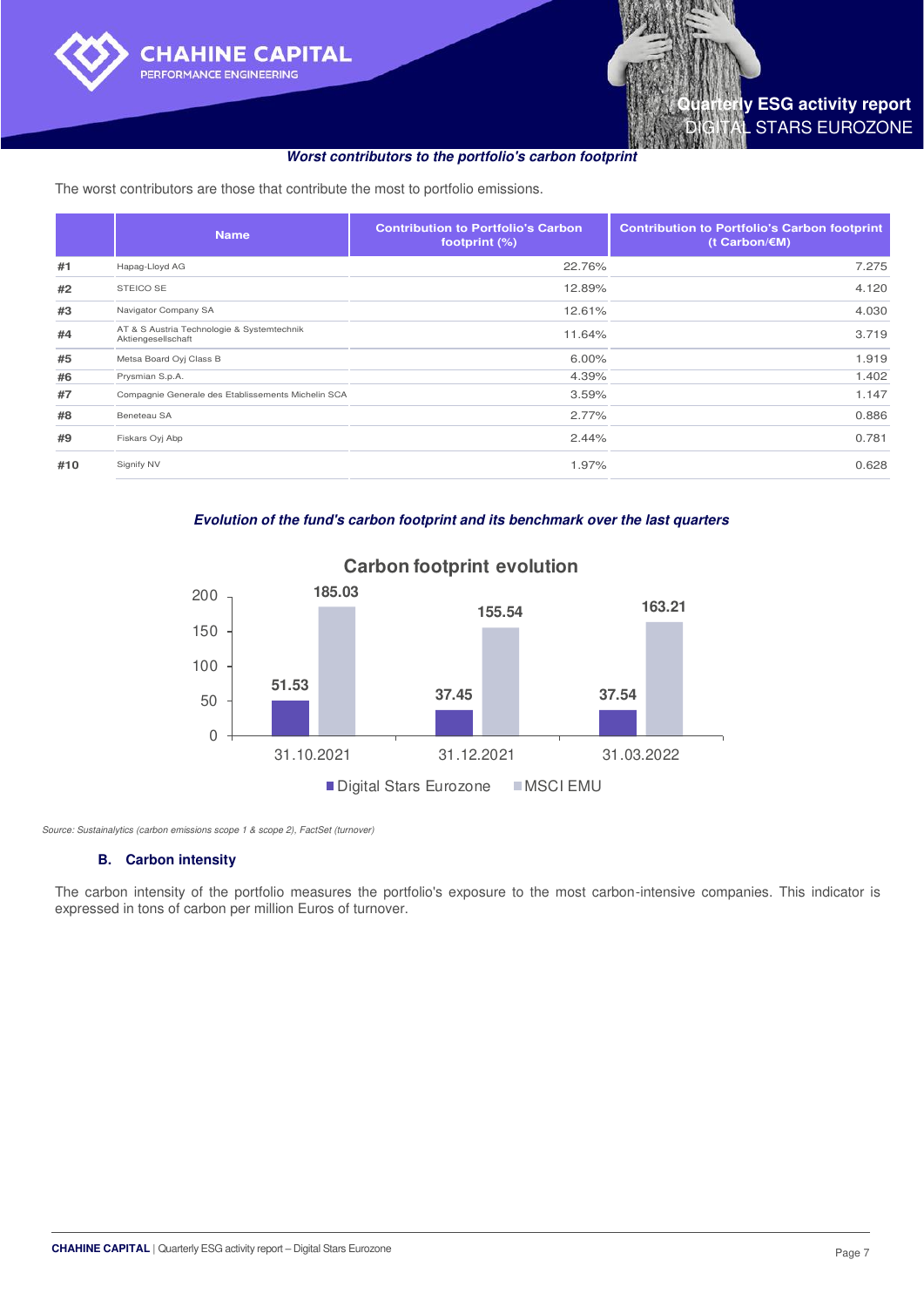**_Worst contributors to the portfolio's carbon footprint_**

The worst contributors are those that contribute the most to portfolio emissions.

| | Name | Contribution to Portfolio's Carbon footprint (%) | Contribution to Portfolio's Carbon footprint (t Carbon/€M) |
|---|---|---|---|
| #1 | Hapag-Lloyd AG | 22.76% | 7.275 |
| #2 | STEICO SE | 12.89% | 4.120 |
| #3 | Navigator Company SA | 12.61% | 4.030 |
| #4 | AT & S Austria Technologie & Systemtechnik Aktiengesellschaft | 11.64% | 3.719 |
| #5 | Metsa Board Oyj Class B | 6.00% | 1.919 |
| #6 | Prysmian S.p.A. | 4.39% | 1.402 |
| #7 | Compagnie Generale des Etablissements Michelin SCA | 3.59% | 1.147 |
| #8 | Beneteau SA | 2.77% | 0.886 |
| #9 | Fiskars Oyj Abp | 2.44% | 0.781 |
| #10 | Signify NV | 1.97% | 0.628 |

**_Evolution of the fund's carbon footprint and its benchmark over the last quarters_**

Carbon footprint evolution

| | Digital Stars Eurozone | MSCI EMU |
|---|---|---|
| 31.10.2021 | 51.53 | 185.03 |
| 31.12.2021 | 37.45 | 155.54 |
| 31.03.2022 | 37.54 | 163.21 |

*Source: Sustainalytics (carbon emissions scope 1 & scope 2), FactSet (turnover)*

### B. Carbon intensity

The carbon intensity of the portfolio measures the portfolio's exposure to the most carbon-intensive companies. This indicator is expressed in tons of carbon per million Euros of turnover.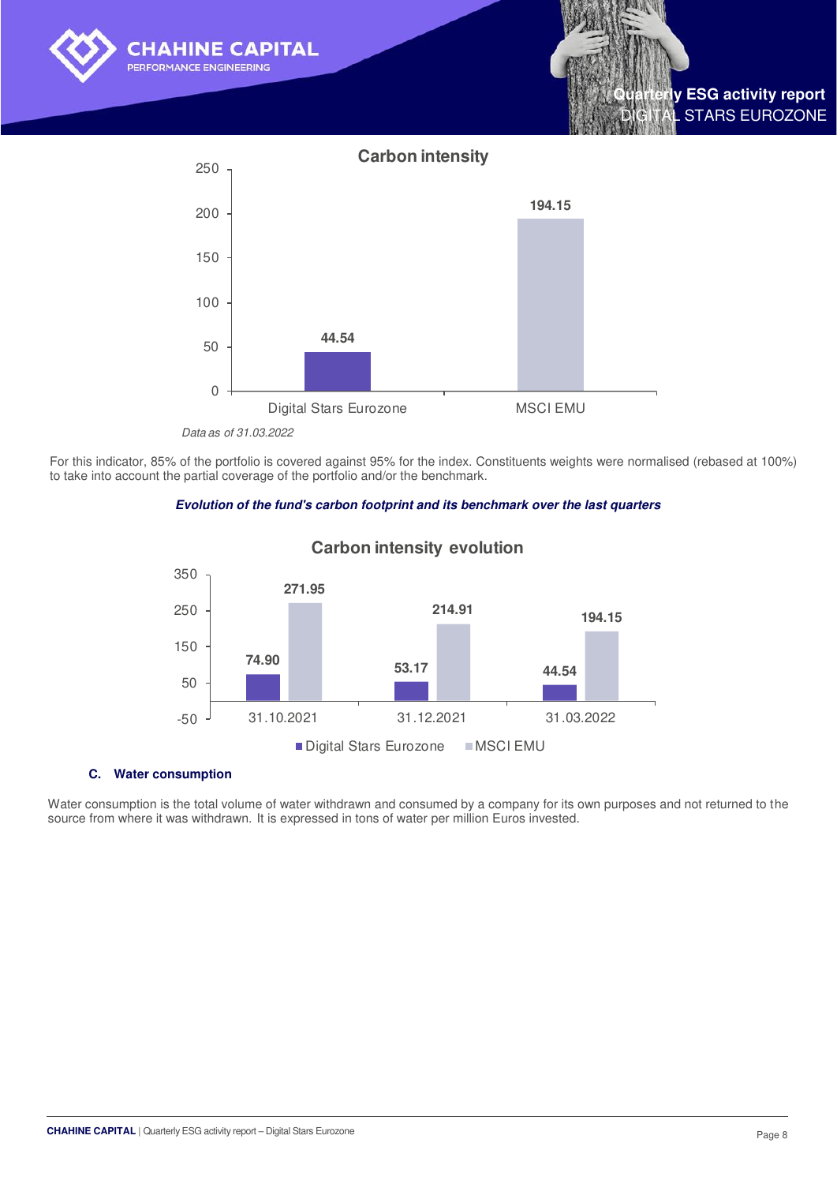**Carbon intensity**

| | Carbon intensity |
|---|---|
| Digital Stars Eurozone | 44.54 |
| MSCI EMU | 194.15 |

*Data as of 31.03.2022*

For this indicator, 85% of the portfolio is covered against 95% for the index. Constituents weights were normalised (rebased at 100%) to take into account the partial coverage of the portfolio and/or the benchmark.

***Evolution of the fund's carbon footprint and its benchmark over the last quarters***

**Carbon intensity evolution**

| | Digital Stars Eurozone | MSCI EMU |
|---|---|---|
| 31.10.2021 | 74.90 | 271.95 |
| 31.12.2021 | 53.17 | 214.91 |
| 31.03.2022 | 44.54 | 194.15 |

### C. Water consumption

Water consumption is the total volume of water withdrawn and consumed by a company for its own purposes and not returned to the source from where it was withdrawn. It is expressed in tons of water per million Euros invested.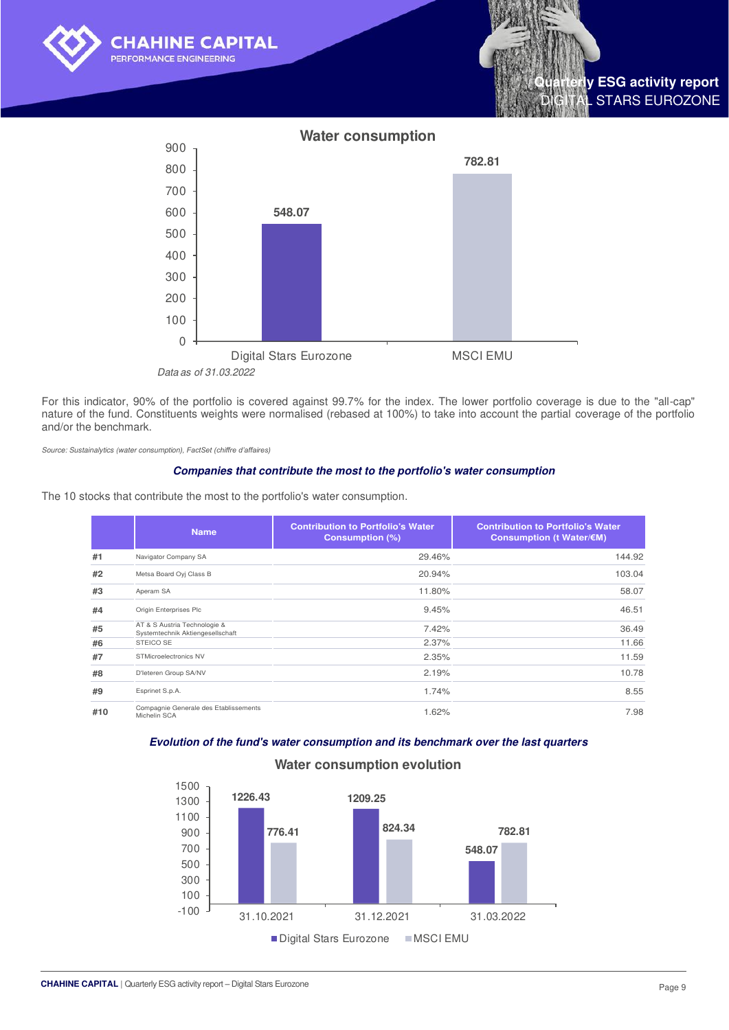**Water consumption**

| | Digital Stars Eurozone | MSCI EMU |
|---|---|---|
| Water consumption | 548.07 | 782.81 |

*Data as of 31.03.2022*

For this indicator, 90% of the portfolio is covered against 99.7% for the index. The lower portfolio coverage is due to the "all-cap" nature of the fund. Constituents weights were normalised (rebased at 100%) to take into account the partial coverage of the portfolio and/or the benchmark.

*Source: Sustainalytics (water consumption), FactSet (chiffre d'affaires)*

### *Companies that contribute the most to the portfolio's water consumption*

The 10 stocks that contribute the most to the portfolio's water consumption.

| | Name | Contribution to Portfolio's Water Consumption (%) | Contribution to Portfolio's Water Consumption (t Water/€M) |
|---|---|---|---|
| #1 | Navigator Company SA | 29.46% | 144.92 |
| #2 | Metsa Board Oyj Class B | 20.94% | 103.04 |
| #3 | Aperam SA | 11.80% | 58.07 |
| #4 | Origin Enterprises Plc | 9.45% | 46.51 |
| #5 | AT & S Austria Technologie & Systemtechnik Aktiengesellschaft | 7.42% | 36.49 |
| #6 | STEICO SE | 2.37% | 11.66 |
| #7 | STMicroelectronics NV | 2.35% | 11.59 |
| #8 | D'Ieteren Group SA/NV | 2.19% | 10.78 |
| #9 | Esprinet S.p.A. | 1.74% | 8.55 |
| #10 | Compagnie Generale des Etablissements Michelin SCA | 1.62% | 7.98 |

### *Evolution of the fund's water consumption and its benchmark over the last quarters*

**Water consumption evolution**

| | Digital Stars Eurozone | MSCI EMU |
|---|---|---|
| 31.10.2021 | 1226.43 | 776.41 |
| 31.12.2021 | 1209.25 | 824.34 |
| 31.03.2022 | 548.07 | 782.81 |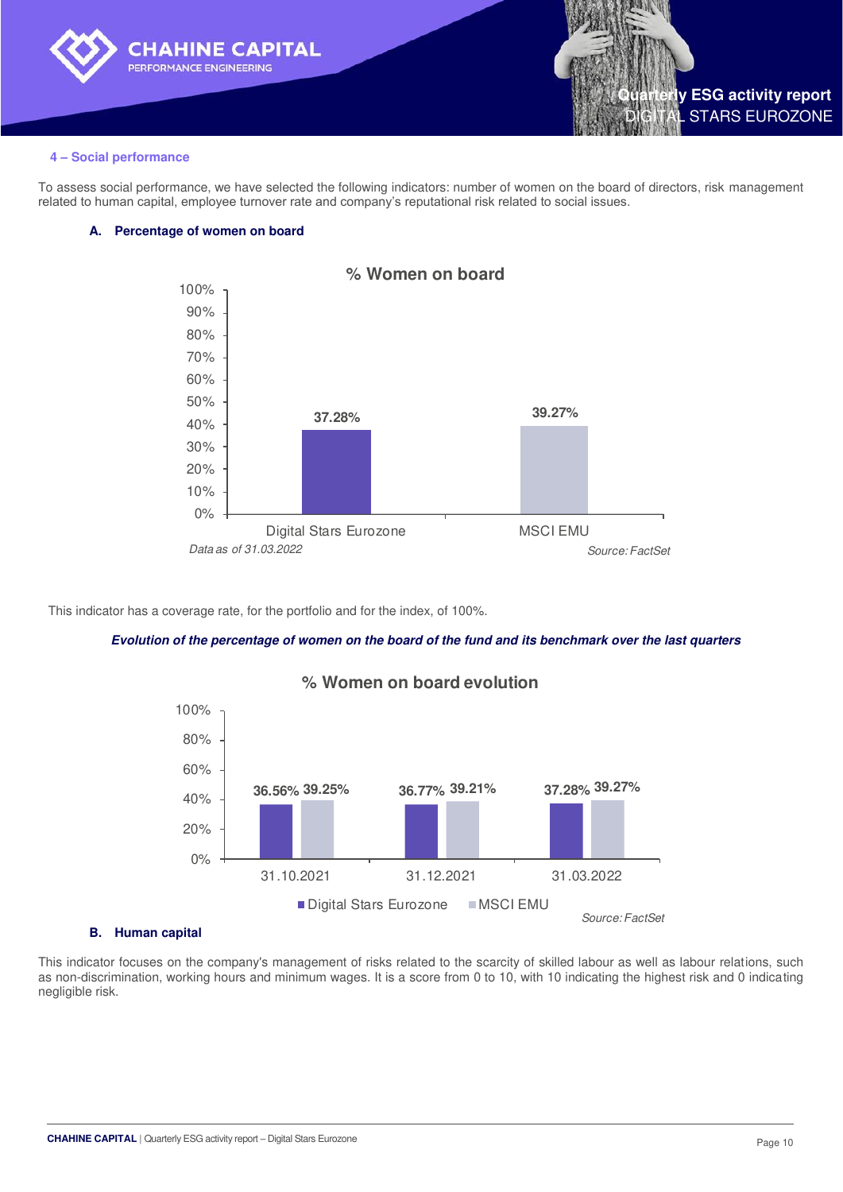#### 4 – Social performance

To assess social performance, we have selected the following indicators: number of women on the board of directors, risk management related to human capital, employee turnover rate and company's reputational risk related to social issues.

##### A. Percentage of women on board

**% Women on board**

| | Digital Stars Eurozone | MSCI EMU |
|---|---|---|
| % Women on board | 37.28% | 39.27% |

*Data as of 31.03.2022*

*Source: FactSet*

This indicator has a coverage rate, for the portfolio and for the index, of 100%.

***Evolution of the percentage of women on the board of the fund and its benchmark over the last quarters***

**% Women on board evolution**

| | 31.10.2021 | 31.12.2021 | 31.03.2022 |
|---|---|---|---|
| Digital Stars Eurozone | 36.56% | 36.77% | 37.28% |
| MSCI EMU | 39.25% | 39.21% | 39.27% |

*Source: FactSet*

##### B. Human capital

This indicator focuses on the company's management of risks related to the scarcity of skilled labour as well as labour relations, such as non-discrimination, working hours and minimum wages. It is a score from 0 to 10, with 10 indicating the highest risk and 0 indicating negligible risk.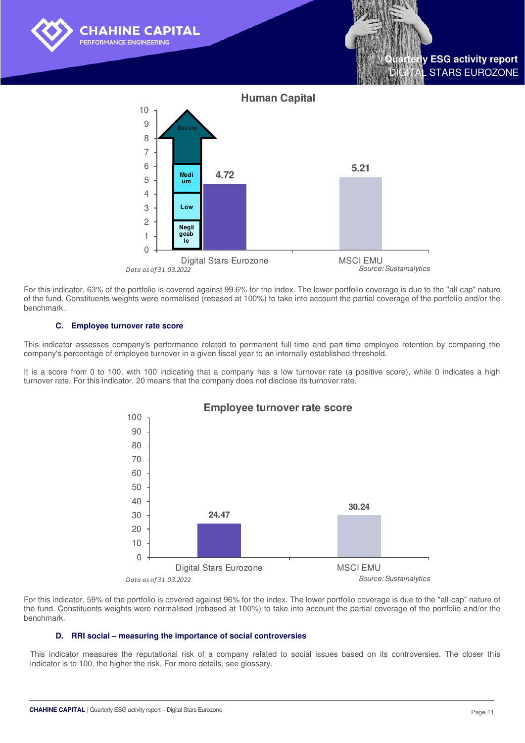**Human Capital**

| | Digital Stars Eurozone | MSCI EMU |
|---|---|---|
| Human Capital | 4.72 | 5.21 |

Scale: Negligeable / Low / Medium / Severe

*Data as of 31.03.2022* *Source: Sustainalytics*

For this indicator, 63% of the portfolio is covered against 99.6% for the index. The lower portfolio coverage is due to the "all-cap" nature of the fund. Constituents weights were normalised (rebased at 100%) to take into account the partial coverage of the portfolio and/or the benchmark.

### C. Employee turnover rate score

This indicator assesses company's performance related to permanent full-time and part-time employee retention by comparing the company's percentage of employee turnover in a given fiscal year to an internally established threshold.

It is a score from 0 to 100, with 100 indicating that a company has a low turnover rate (a positive score), while 0 indicates a high turnover rate. For this indicator, 20 means that the company does not disclose its turnover rate.

**Employee turnover rate score**

| | Digital Stars Eurozone | MSCI EMU |
|---|---|---|
| Employee turnover rate score | 24.47 | 30.24 |

*Data as of 31.03.2022* *Source: Sustainalytics*

For this indicator, 59% of the portfolio is covered against 96% for the index. The lower portfolio coverage is due to the "all-cap" nature of the fund. Constituents weights were normalised (rebased at 100%) to take into account the partial coverage of the portfolio and/or the benchmark.

### D. RRI social – measuring the importance of social controversies

This indicator measures the reputational risk of a company related to social issues based on its controversies. The closer this indicator is to 100, the higher the risk. For more details, see glossary.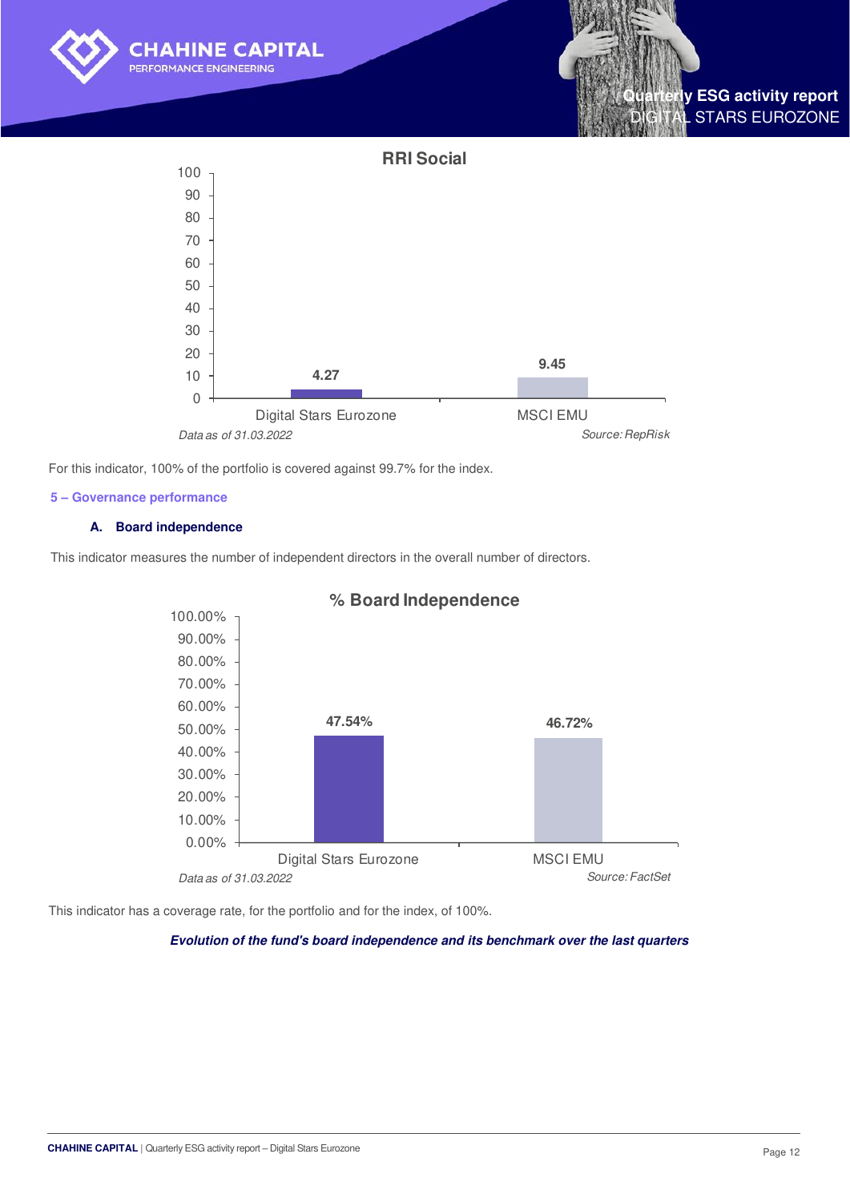**RRI Social**

| | Digital Stars Eurozone | MSCI EMU |
|---|---|---|
| RRI Social | 4.27 | 9.45 |

*Data as of 31.03.2022* — *Source: RepRisk*

For this indicator, 100% of the portfolio is covered against 99.7% for the index.

## 5 – Governance performance

### A. Board independence

This indicator measures the number of independent directors in the overall number of directors.

**% Board Independence**

| | Digital Stars Eurozone | MSCI EMU |
|---|---|---|
| % Board Independence | 47.54% | 46.72% |

*Data as of 31.03.2022* — *Source: FactSet*

This indicator has a coverage rate, for the portfolio and for the index, of 100%.

***Evolution of the fund's board independence and its benchmark over the last quarters***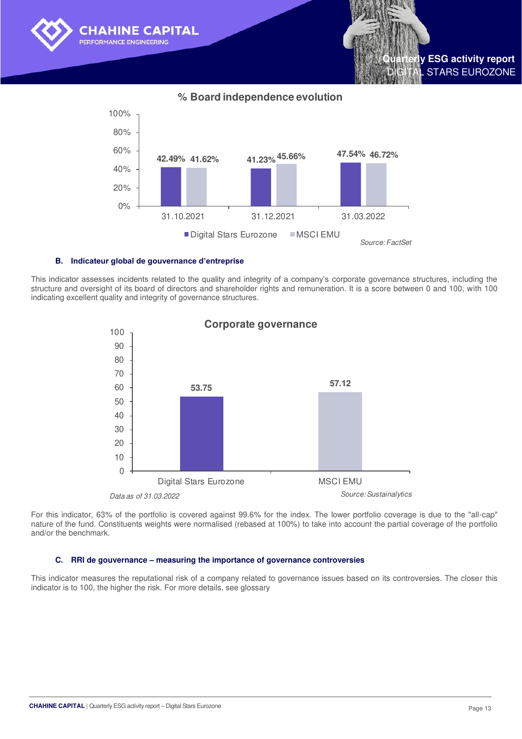**% Board independence evolution**

| | 31.10.2021 | 31.12.2021 | 31.03.2022 |
|---|---|---|---|
| Digital Stars Eurozone | 42.49% | 41.23% | 47.54% |
| MSCI EMU | 41.62% | 45.66% | 46.72% |

*Source: FactSet*

### B. Indicateur global de gouvernance d'entreprise

This indicator assesses incidents related to the quality and integrity of a company's corporate governance structures, including the structure and oversight of its board of directors and shareholder rights and remuneration. It is a score between 0 and 100, with 100 indicating excellent quality and integrity of governance structures.

**Corporate governance**

| Digital Stars Eurozone | MSCI EMU |
|---|---|
| 53.75 | 57.12 |

*Data as of 31.03.2022*

*Source: Sustainalytics*

For this indicator, 63% of the portfolio is covered against 99.6% for the index. The lower portfolio coverage is due to the "all-cap" nature of the fund. Constituents weights were normalised (rebased at 100%) to take into account the partial coverage of the portfolio and/or the benchmark.

### C. RRI de gouvernance – measuring the importance of governance controversies

This indicator measures the reputational risk of a company related to governance issues based on its controversies. The closer this indicator is to 100, the higher the risk. For more details, see glossary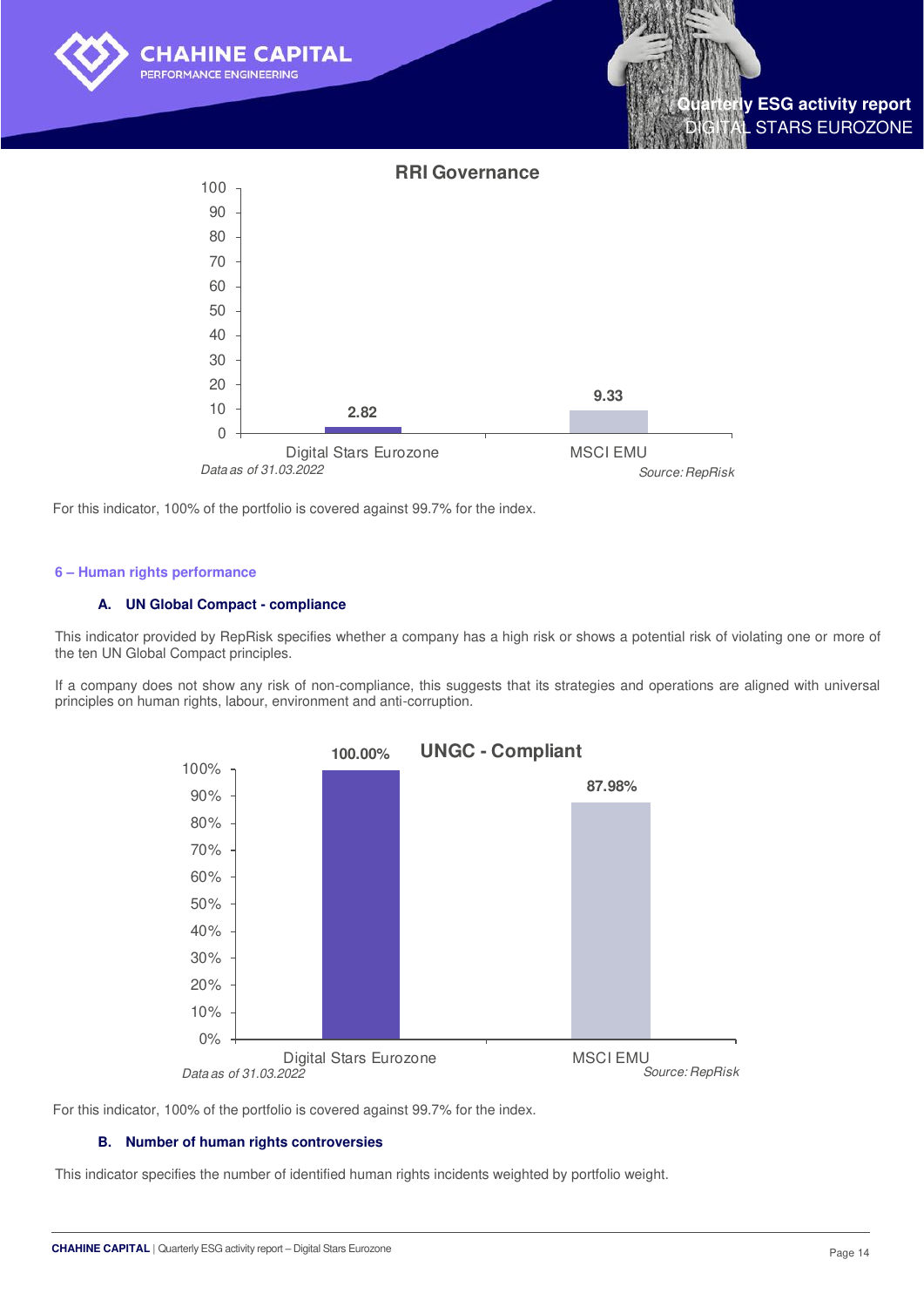**RRI Governance**

| | Digital Stars Eurozone | MSCI EMU |
|---|---|---|
| RRI Governance | 2.82 | 9.33 |

*Data as of 31.03.2022* *Source: RepRisk*

For this indicator, 100% of the portfolio is covered against 99.7% for the index.

## 6 – Human rights performance

### A. UN Global Compact - compliance

This indicator provided by RepRisk specifies whether a company has a high risk or shows a potential risk of violating one or more of the ten UN Global Compact principles.

If a company does not show any risk of non-compliance, this suggests that its strategies and operations are aligned with universal principles on human rights, labour, environment and anti-corruption.

**UNGC - Compliant**

| | Digital Stars Eurozone | MSCI EMU |
|---|---|---|
| UNGC - Compliant | 100.00% | 87.98% |

*Data as of 31.03.2022* *Source: RepRisk*

For this indicator, 100% of the portfolio is covered against 99.7% for the index.

### B. Number of human rights controversies

This indicator specifies the number of identified human rights incidents weighted by portfolio weight.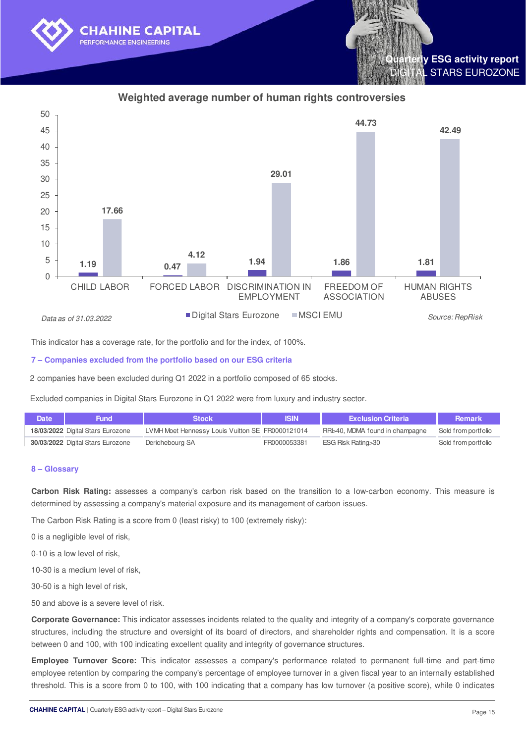## Weighted average number of human rights controversies

| | Digital Stars Eurozone | MSCI EMU |
|---|---|---|
| CHILD LABOR | 1.19 | 17.66 |
| FORCED LABOR | 0.47 | 4.12 |
| DISCRIMINATION IN EMPLOYMENT | 1.94 | 29.01 |
| FREEDOM OF ASSOCIATION | 1.86 | 44.73 |
| HUMAN RIGHTS ABUSES | 1.81 | 42.49 |

*Data as of 31.03.2022* *Source: RepRisk*

This indicator has a coverage rate, for the portfolio and for the index, of 100%.

### 7 – Companies excluded from the portfolio based on our ESG criteria

2 companies have been excluded during Q1 2022 in a portfolio composed of 65 stocks.

Excluded companies in Digital Stars Eurozone in Q1 2022 were from luxury and industry sector.

| Date | Fund | Stock | ISIN | Exclusion Criteria | Remark |
|---|---|---|---|---|---|
| **18/03/2022** | Digital Stars Eurozone | LVMH Moet Hennessy Louis Vuitton SE | FR0000121014 | RRI>40, MDMA found in champagne | Sold from portfolio |
| **30/03/2022** | Digital Stars Eurozone | Derichebourg SA | FR0000053381 | ESG Risk Rating>30 | Sold from portfolio |

### 8 – Glossary

**Carbon Risk Rating:** assesses a company's carbon risk based on the transition to a low-carbon economy. This measure is determined by assessing a company's material exposure and its management of carbon issues.

The Carbon Risk Rating is a score from 0 (least risky) to 100 (extremely risky):

0 is a negligible level of risk,

0-10 is a low level of risk,

10-30 is a medium level of risk,

30-50 is a high level of risk,

50 and above is a severe level of risk.

**Corporate Governance:** This indicator assesses incidents related to the quality and integrity of a company's corporate governance structures, including the structure and oversight of its board of directors, and shareholder rights and compensation. It is a score between 0 and 100, with 100 indicating excellent quality and integrity of governance structures.

**Employee Turnover Score:** This indicator assesses a company's performance related to permanent full-time and part-time employee retention by comparing the company's percentage of employee turnover in a given fiscal year to an internally established threshold. This is a score from 0 to 100, with 100 indicating that a company has low turnover (a positive score), while 0 indicates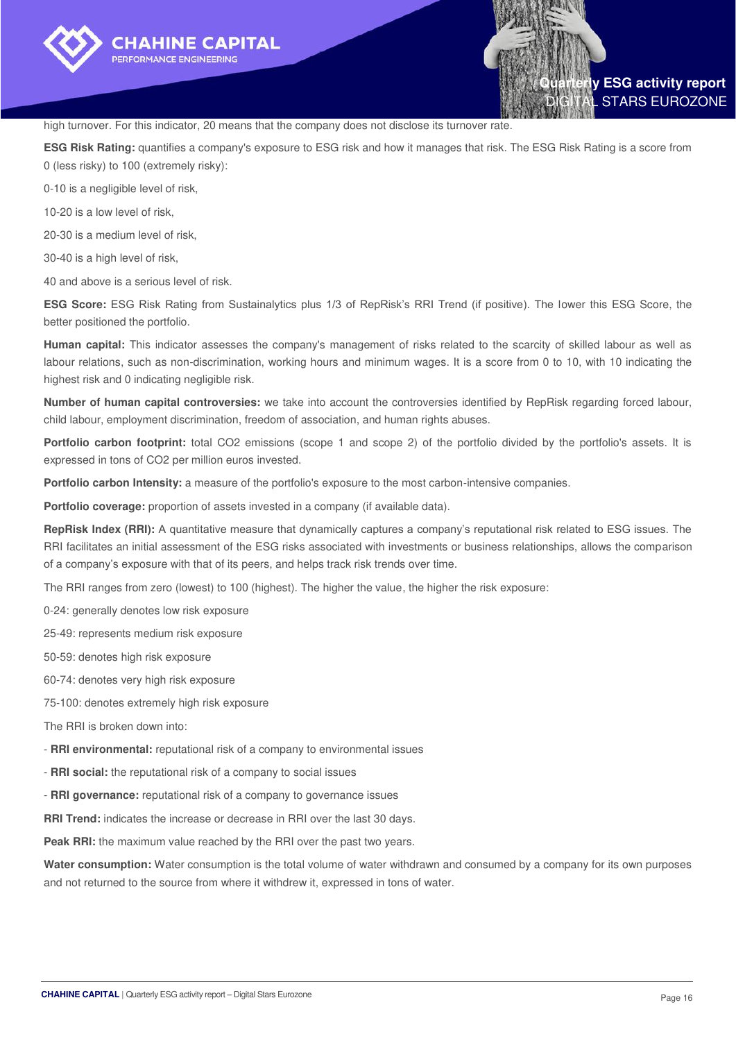high turnover. For this indicator, 20 means that the company does not disclose its turnover rate.

**ESG Risk Rating:** quantifies a company's exposure to ESG risk and how it manages that risk. The ESG Risk Rating is a score from 0 (less risky) to 100 (extremely risky):

0-10 is a negligible level of risk,

10-20 is a low level of risk,

20-30 is a medium level of risk,

30-40 is a high level of risk,

40 and above is a serious level of risk.

**ESG Score:** ESG Risk Rating from Sustainalytics plus 1/3 of RepRisk's RRI Trend (if positive). The lower this ESG Score, the better positioned the portfolio.

**Human capital:** This indicator assesses the company's management of risks related to the scarcity of skilled labour as well as labour relations, such as non-discrimination, working hours and minimum wages. It is a score from 0 to 10, with 10 indicating the highest risk and 0 indicating negligible risk.

**Number of human capital controversies:** we take into account the controversies identified by RepRisk regarding forced labour, child labour, employment discrimination, freedom of association, and human rights abuses.

**Portfolio carbon footprint:** total $CO_2$ emissions (scope 1 and scope 2) of the portfolio divided by the portfolio's assets. It is expressed in tons of $CO_2$ per million euros invested.

**Portfolio carbon Intensity:** a measure of the portfolio's exposure to the most carbon-intensive companies.

**Portfolio coverage:** proportion of assets invested in a company (if available data).

**RepRisk Index (RRI):** A quantitative measure that dynamically captures a company's reputational risk related to ESG issues. The RRI facilitates an initial assessment of the ESG risks associated with investments or business relationships, allows the comparison of a company's exposure with that of its peers, and helps track risk trends over time.

The RRI ranges from zero (lowest) to 100 (highest). The higher the value, the higher the risk exposure:

0-24: generally denotes low risk exposure

25-49: represents medium risk exposure

50-59: denotes high risk exposure

60-74: denotes very high risk exposure

75-100: denotes extremely high risk exposure

The RRI is broken down into:

- **RRI environmental:** reputational risk of a company to environmental issues

- **RRI social:** the reputational risk of a company to social issues

- **RRI governance:** reputational risk of a company to governance issues

**RRI Trend:** indicates the increase or decrease in RRI over the last 30 days.

**Peak RRI:** the maximum value reached by the RRI over the past two years.

**Water consumption:** Water consumption is the total volume of water withdrawn and consumed by a company for its own purposes and not returned to the source from where it withdrew it, expressed in tons of water.